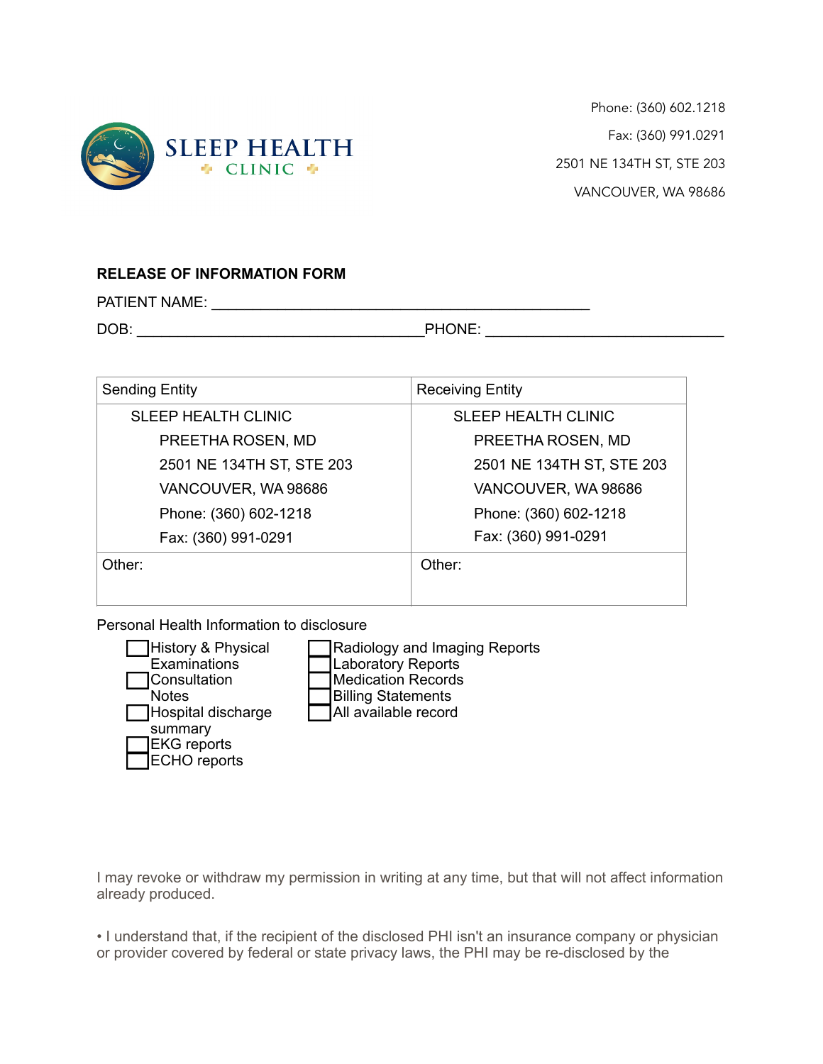SLEEP HEALTH
CLINIC

Phone: (360) 602.1218

Fax: (360) 991.0291

2501 NE 134TH ST, STE 203

VANCOUVER, WA 98686

**RELEASE OF INFORMATION FORM**

PATIENT NAME: ______________________________________________

DOB: ___________________________________PHONE: ______________________________

| Sending Entity | Receiving Entity |
|---|---|
| SLEEP HEALTH CLINIC<br>PREETHA ROSEN, MD<br>2501 NE 134TH ST, STE 203<br>VANCOUVER, WA 98686<br>Phone: (360) 602-1218<br>Fax: (360) 991-0291 | SLEEP HEALTH CLINIC<br>PREETHA ROSEN, MD<br>2501 NE 134TH ST, STE 203<br>VANCOUVER, WA 98686<br>Phone: (360) 602-1218<br>Fax: (360) 991-0291 |
| Other: | Other: |

Personal Health Information to disclosure

- ☐ History & Physical Examinations
- ☐ Consultation Notes
- ☐ Hospital discharge summary
- ☐ EKG reports
- ☐ ECHO reports
- ☐ Radiology and Imaging Reports
- ☐ Laboratory Reports
- ☐ Medication Records
- ☐ Billing Statements
- ☐ All available record

I may revoke or withdraw my permission in writing at any time, but that will not affect information already produced.

• I understand that, if the recipient of the disclosed PHI isn't an insurance company or physician or provider covered by federal or state privacy laws, the PHI may be re-disclosed by the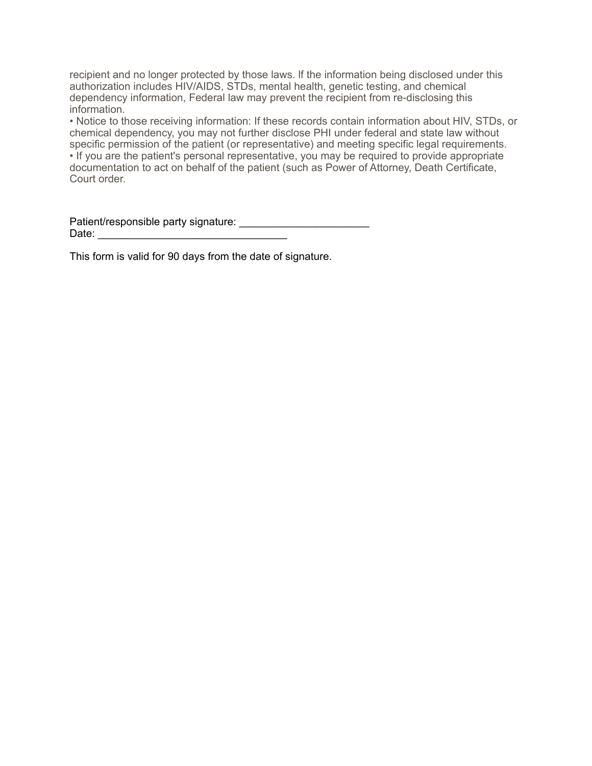recipient and no longer protected by those laws. If the information being disclosed under this authorization includes HIV/AIDS, STDs, mental health, genetic testing, and chemical dependency information, Federal law may prevent the recipient from re-disclosing this information.

- Notice to those receiving information: If these records contain information about HIV, STDs, or chemical dependency, you may not further disclose PHI under federal and state law without specific permission of the patient (or representative) and meeting specific legal requirements.
- If you are the patient's personal representative, you may be required to provide appropriate documentation to act on behalf of the patient (such as Power of Attorney, Death Certificate, Court order.

Patient/responsible party signature: ______________________
Date: ________________________________

This form is valid for 90 days from the date of signature.